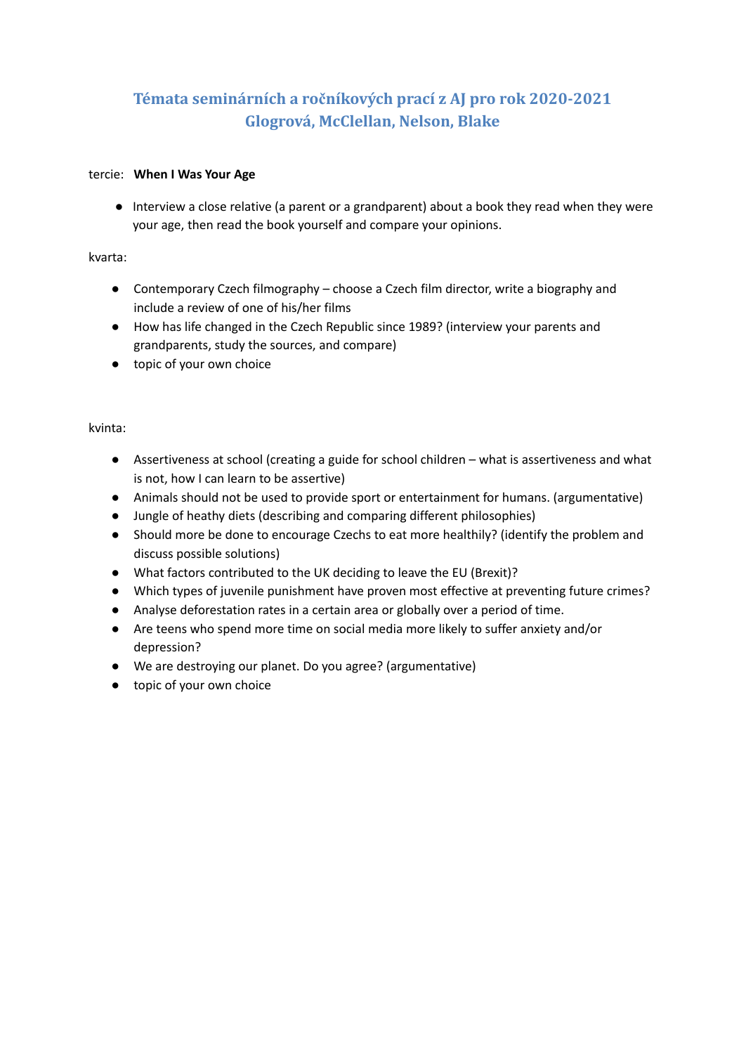# Témata seminárních a ročníkových prací z AJ pro rok 2020-2021
## Glogrová, McClellan, Nelson, Blake

tercie: **When I Was Your Age**

- Interview a close relative (a parent or a grandparent) about a book they read when they were your age, then read the book yourself and compare your opinions.

kvarta:

- Contemporary Czech filmography – choose a Czech film director, write a biography and include a review of one of his/her films
- How has life changed in the Czech Republic since 1989? (interview your parents and grandparents, study the sources, and compare)
- topic of your own choice

kvinta:

- Assertiveness at school (creating a guide for school children – what is assertiveness and what is not, how I can learn to be assertive)
- Animals should not be used to provide sport or entertainment for humans. (argumentative)
- Jungle of heathy diets (describing and comparing different philosophies)
- Should more be done to encourage Czechs to eat more healthily? (identify the problem and discuss possible solutions)
- What factors contributed to the UK deciding to leave the EU (Brexit)?
- Which types of juvenile punishment have proven most effective at preventing future crimes?
- Analyse deforestation rates in a certain area or globally over a period of time.
- Are teens who spend more time on social media more likely to suffer anxiety and/or depression?
- We are destroying our planet. Do you agree? (argumentative)
- topic of your own choice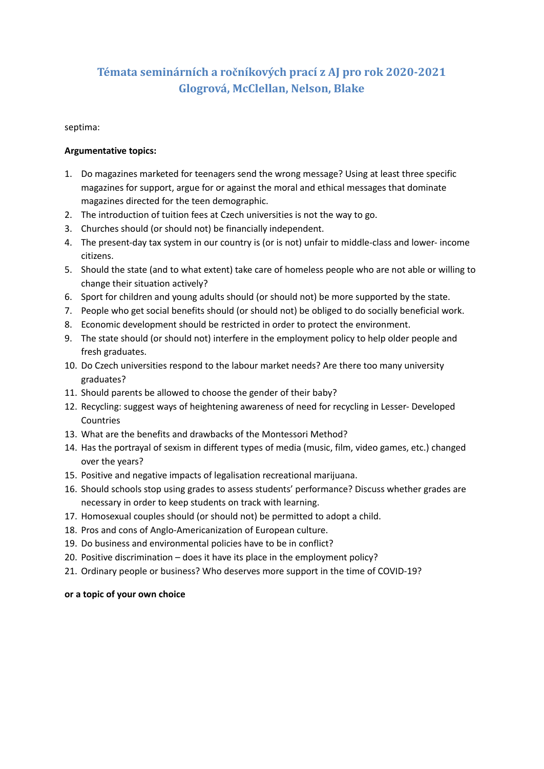# Témata seminárních a ročníkových prací z AJ pro rok 2020-2021
# Glogrová, McClellan, Nelson, Blake

septima:

**Argumentative topics:**

1. Do magazines marketed for teenagers send the wrong message? Using at least three specific magazines for support, argue for or against the moral and ethical messages that dominate magazines directed for the teen demographic.
2. The introduction of tuition fees at Czech universities is not the way to go.
3. Churches should (or should not) be financially independent.
4. The present-day tax system in our country is (or is not) unfair to middle-class and lower- income citizens.
5. Should the state (and to what extent) take care of homeless people who are not able or willing to change their situation actively?
6. Sport for children and young adults should (or should not) be more supported by the state.
7. People who get social benefits should (or should not) be obliged to do socially beneficial work.
8. Economic development should be restricted in order to protect the environment.
9. The state should (or should not) interfere in the employment policy to help older people and fresh graduates.
10. Do Czech universities respond to the labour market needs? Are there too many university graduates?
11. Should parents be allowed to choose the gender of their baby?
12. Recycling: suggest ways of heightening awareness of need for recycling in Lesser- Developed Countries
13. What are the benefits and drawbacks of the Montessori Method?
14. Has the portrayal of sexism in different types of media (music, film, video games, etc.) changed over the years?
15. Positive and negative impacts of legalisation recreational marijuana.
16. Should schools stop using grades to assess students' performance? Discuss whether grades are necessary in order to keep students on track with learning.
17. Homosexual couples should (or should not) be permitted to adopt a child.
18. Pros and cons of Anglo-Americanization of European culture.
19. Do business and environmental policies have to be in conflict?
20. Positive discrimination – does it have its place in the employment policy?
21. Ordinary people or business? Who deserves more support in the time of COVID-19?

**or a topic of your own choice**